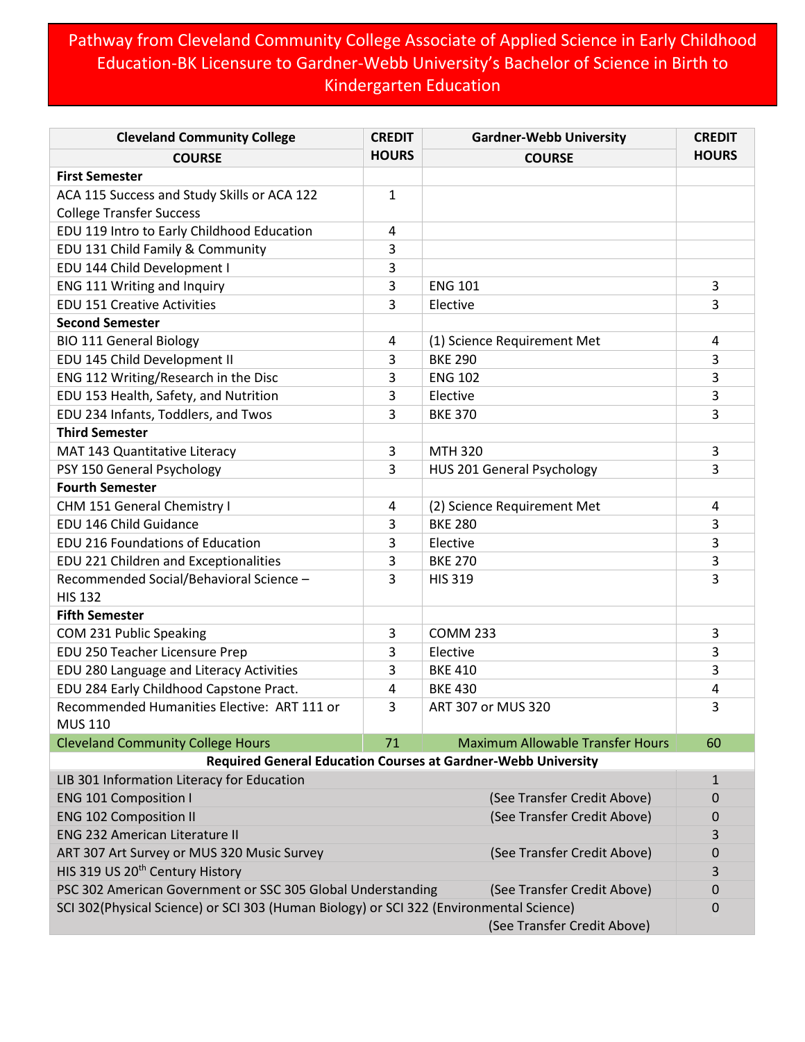# Pathway from Cleveland Community College Associate of Applied Science in Early Childhood Education-BK Licensure to Gardner-Webb University's Bachelor of Science in Birth to Kindergarten Education

| Cleveland Community College COURSE | CREDIT HOURS | Gardner-Webb University COURSE | CREDIT HOURS |
|---|---|---|---|
| **First Semester** | | | |
| ACA 115 Success and Study Skills or ACA 122 College Transfer Success | 1 | | |
| EDU 119 Intro to Early Childhood Education | 4 | | |
| EDU 131 Child Family & Community | 3 | | |
| EDU 144 Child Development I | 3 | | |
| ENG 111 Writing and Inquiry | 3 | ENG 101 | 3 |
| EDU 151 Creative Activities | 3 | Elective | 3 |
| **Second Semester** | | | |
| BIO 111 General Biology | 4 | (1) Science Requirement Met | 4 |
| EDU 145 Child Development II | 3 | BKE 290 | 3 |
| ENG 112 Writing/Research in the Disc | 3 | ENG 102 | 3 |
| EDU 153 Health, Safety, and Nutrition | 3 | Elective | 3 |
| EDU 234 Infants, Toddlers, and Twos | 3 | BKE 370 | 3 |
| **Third Semester** | | | |
| MAT 143 Quantitative Literacy | 3 | MTH 320 | 3 |
| PSY 150 General Psychology | 3 | HUS 201 General Psychology | 3 |
| **Fourth Semester** | | | |
| CHM 151 General Chemistry I | 4 | (2) Science Requirement Met | 4 |
| EDU 146 Child Guidance | 3 | BKE 280 | 3 |
| EDU 216 Foundations of Education | 3 | Elective | 3 |
| EDU 221 Children and Exceptionalities | 3 | BKE 270 | 3 |
| Recommended Social/Behavioral Science – HIS 132 | 3 | HIS 319 | 3 |
| **Fifth Semester** | | | |
| COM 231 Public Speaking | 3 | COMM 233 | 3 |
| EDU 250 Teacher Licensure Prep | 3 | Elective | 3 |
| EDU 280 Language and Literacy Activities | 3 | BKE 410 | 3 |
| EDU 284 Early Childhood Capstone Pract. | 4 | BKE 430 | 4 |
| Recommended Humanities Elective: ART 111 or MUS 110 | 3 | ART 307 or MUS 320 | 3 |
| Cleveland Community College Hours | 71 | Maximum Allowable Transfer Hours | 60 |

**Required General Education Courses at Gardner-Webb University**

| Course | | Credit Hours |
|---|---|---|
| LIB 301 Information Literacy for Education | | 1 |
| ENG 101 Composition I | (See Transfer Credit Above) | 0 |
| ENG 102 Composition II | (See Transfer Credit Above) | 0 |
| ENG 232 American Literature II | | 3 |
| ART 307 Art Survey or MUS 320 Music Survey | (See Transfer Credit Above) | 0 |
| HIS 319 US 20th Century History | | 3 |
| PSC 302 American Government or SSC 305 Global Understanding | (See Transfer Credit Above) | 0 |
| SCI 302(Physical Science) or SCI 303 (Human Biology) or SCI 322 (Environmental Science) | (See Transfer Credit Above) | 0 |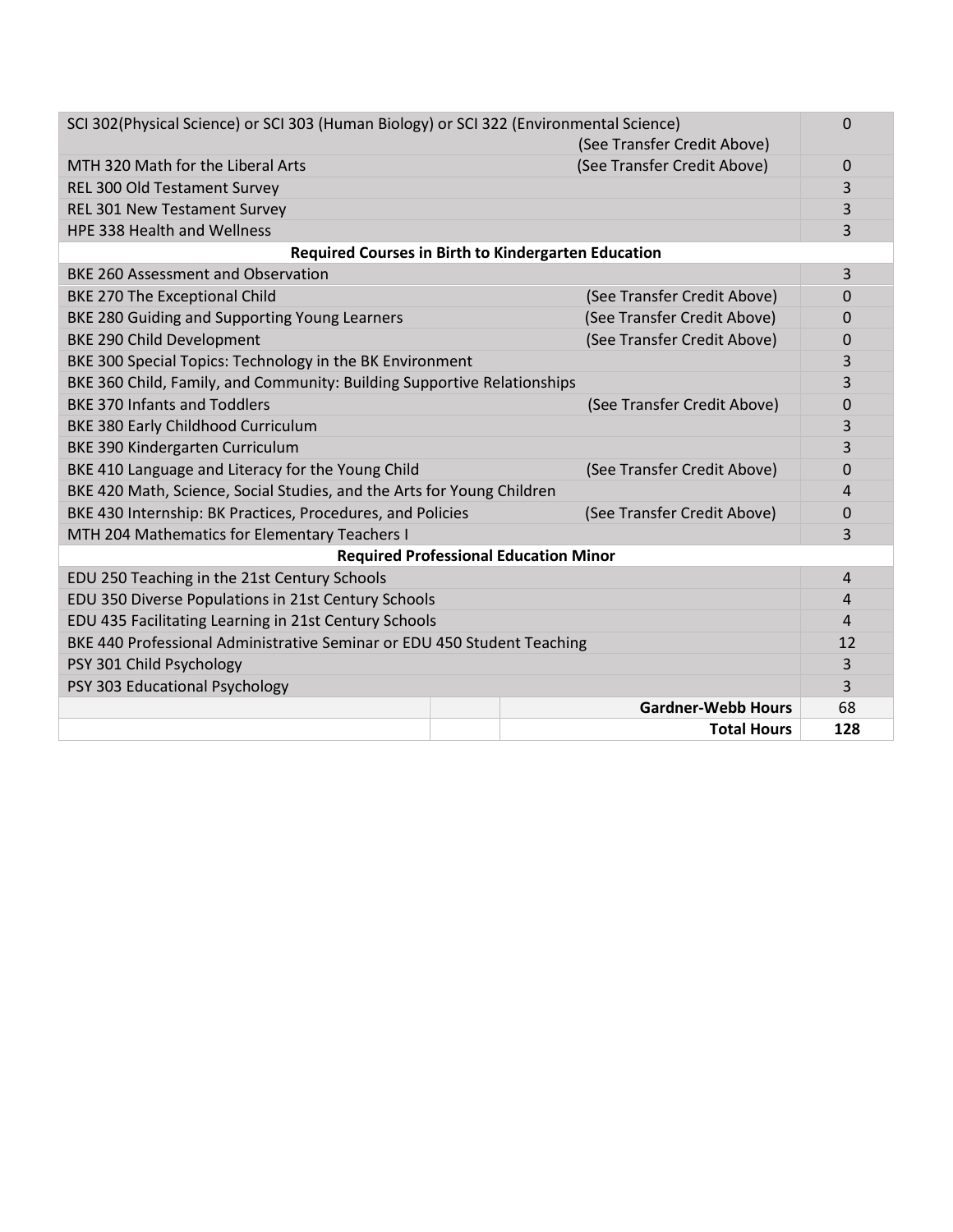| | | |
|---|---|---|
| SCI 302(Physical Science) or SCI 303 (Human Biology) or SCI 322 (Environmental Science) | (See Transfer Credit Above) | 0 |
| MTH 320 Math for the Liberal Arts | (See Transfer Credit Above) | 0 |
| REL 300 Old Testament Survey | | 3 |
| REL 301 New Testament Survey | | 3 |
| HPE 338 Health and Wellness | | 3 |
| **Required Courses in Birth to Kindergarten Education** | | |
| BKE 260 Assessment and Observation | | 3 |
| BKE 270 The Exceptional Child | (See Transfer Credit Above) | 0 |
| BKE 280 Guiding and Supporting Young Learners | (See Transfer Credit Above) | 0 |
| BKE 290 Child Development | (See Transfer Credit Above) | 0 |
| BKE 300 Special Topics: Technology in the BK Environment | | 3 |
| BKE 360 Child, Family, and Community: Building Supportive Relationships | | 3 |
| BKE 370 Infants and Toddlers | (See Transfer Credit Above) | 0 |
| BKE 380 Early Childhood Curriculum | | 3 |
| BKE 390 Kindergarten Curriculum | | 3 |
| BKE 410 Language and Literacy for the Young Child | (See Transfer Credit Above) | 0 |
| BKE 420 Math, Science, Social Studies, and the Arts for Young Children | | 4 |
| BKE 430 Internship: BK Practices, Procedures, and Policies | (See Transfer Credit Above) | 0 |
| MTH 204 Mathematics for Elementary Teachers I | | 3 |
| **Required Professional Education Minor** | | |
| EDU 250 Teaching in the 21st Century Schools | | 4 |
| EDU 350 Diverse Populations in 21st Century Schools | | 4 |
| EDU 435 Facilitating Learning in 21st Century Schools | | 4 |
| BKE 440 Professional Administrative Seminar or EDU 450 Student Teaching | | 12 |
| PSY 301 Child Psychology | | 3 |
| PSY 303 Educational Psychology | | 3 |
| | **Gardner-Webb Hours** | 68 |
| | **Total Hours** | **128** |